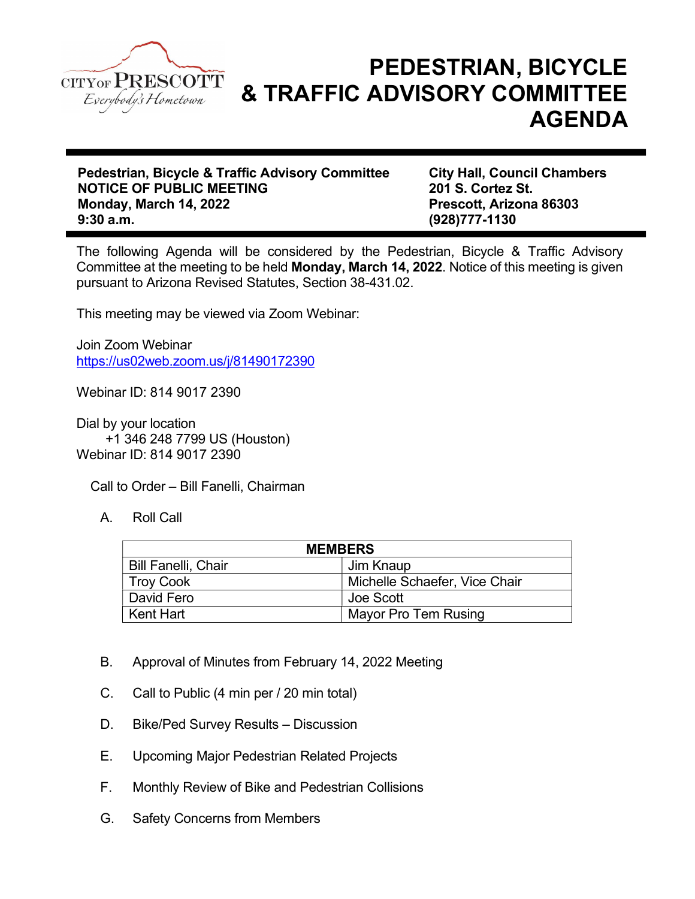CITY OF PRESCOTT
*Everybody's Hometown*

# PEDESTRIAN, BICYCLE & TRAFFIC ADVISORY COMMITTEE AGENDA

**Pedestrian, Bicycle & Traffic Advisory Committee**
**NOTICE OF PUBLIC MEETING**
**Monday, March 14, 2022**
**9:30 a.m.**

**City Hall, Council Chambers**
**201 S. Cortez St.**
**Prescott, Arizona 86303**
**(928)777-1130**

The following Agenda will be considered by the Pedestrian, Bicycle & Traffic Advisory Committee at the meeting to be held **Monday, March 14, 2022**. Notice of this meeting is given pursuant to Arizona Revised Statutes, Section 38-431.02.

This meeting may be viewed via Zoom Webinar:

Join Zoom Webinar
https://us02web.zoom.us/j/81490172390

Webinar ID: 814 9017 2390

Dial by your location
+1 346 248 7799 US (Houston)
Webinar ID: 814 9017 2390

Call to Order – Bill Fanelli, Chairman

A. Roll Call

| MEMBERS | |
|---|---|
| Bill Fanelli, Chair | Jim Knaup |
| Troy Cook | Michelle Schaefer, Vice Chair |
| David Fero | Joe Scott |
| Kent Hart | Mayor Pro Tem Rusing |

B. Approval of Minutes from February 14, 2022 Meeting

C. Call to Public (4 min per / 20 min total)

D. Bike/Ped Survey Results – Discussion

E. Upcoming Major Pedestrian Related Projects

F. Monthly Review of Bike and Pedestrian Collisions

G. Safety Concerns from Members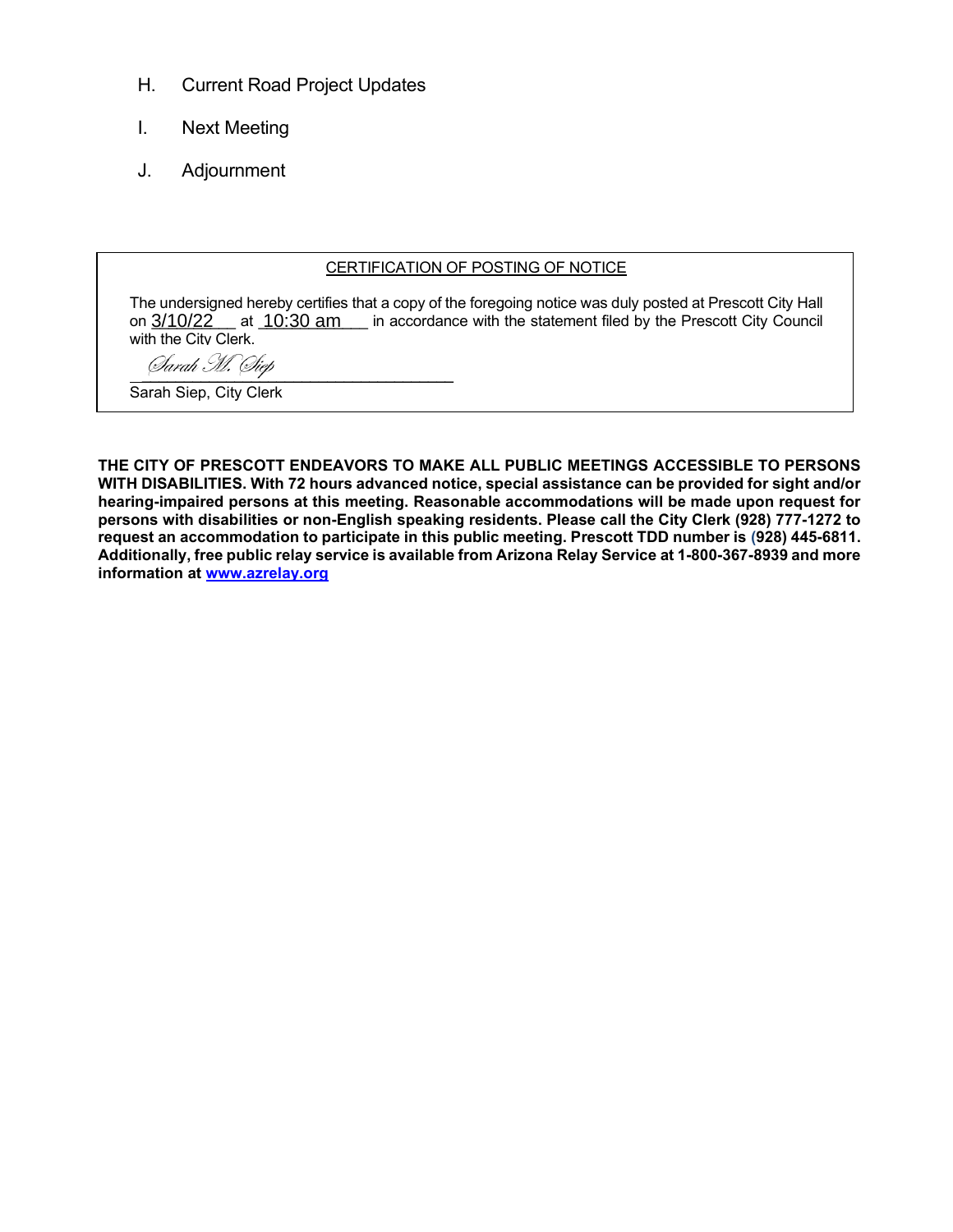H. Current Road Project Updates

I. Next Meeting

J. Adjournment

CERTIFICATION OF POSTING OF NOTICE

The undersigned hereby certifies that a copy of the foregoing notice was duly posted at Prescott City Hall on 3/10/22 at 10:30 am in accordance with the statement filed by the Prescott City Council with the City Clerk.

*Sarah M. Siep*

Sarah Siep, City Clerk

**THE CITY OF PRESCOTT ENDEAVORS TO MAKE ALL PUBLIC MEETINGS ACCESSIBLE TO PERSONS WITH DISABILITIES. With 72 hours advanced notice, special assistance can be provided for sight and/or hearing-impaired persons at this meeting. Reasonable accommodations will be made upon request for persons with disabilities or non-English speaking residents. Please call the City Clerk (928) 777-1272 to request an accommodation to participate in this public meeting. Prescott TDD number is (928) 445-6811. Additionally, free public relay service is available from Arizona Relay Service at 1-800-367-8939 and more information at [www.azrelay.org](http://www.azrelay.org)**